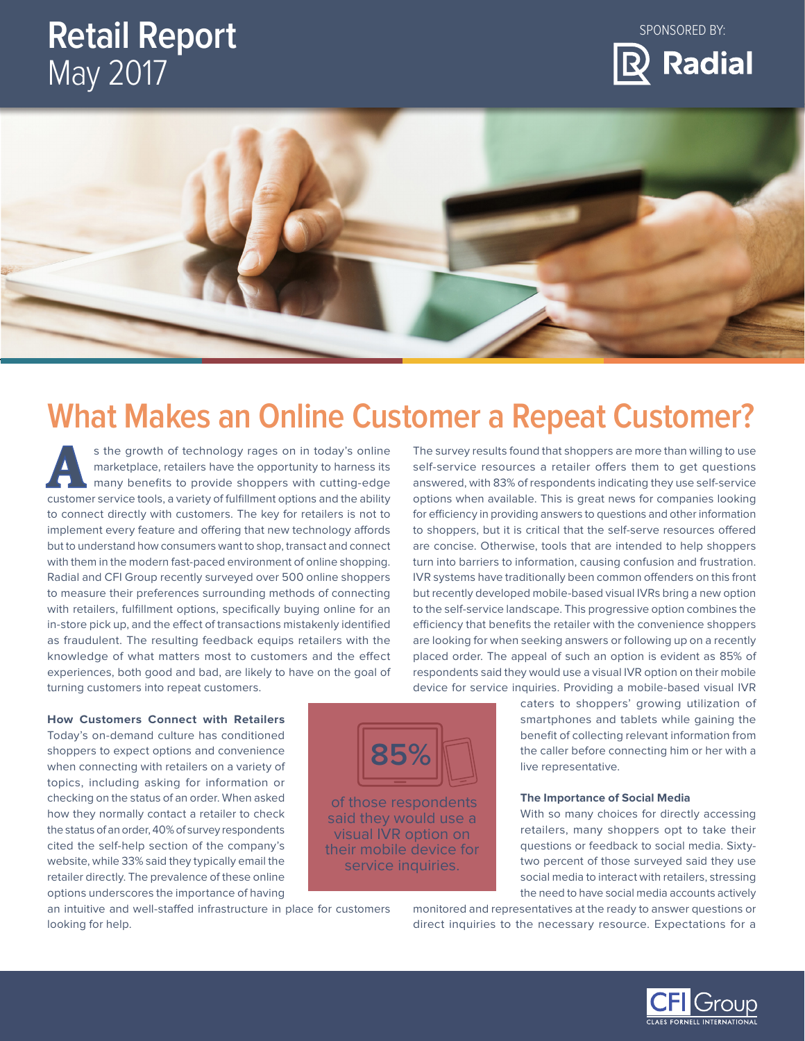# Retail Report
May 2017

SPONSORED BY: Radial

## What Makes an Online Customer a Repeat Customer?

As the growth of technology rages on in today's online marketplace, retailers have the opportunity to harness its many benefits to provide shoppers with cutting-edge customer service tools, a variety of fulfillment options and the ability to connect directly with customers. The key for retailers is not to implement every feature and offering that new technology affords but to understand how consumers want to shop, transact and connect with them in the modern fast-paced environment of online shopping. Radial and CFI Group recently surveyed over 500 online shoppers to measure their preferences surrounding methods of connecting with retailers, fulfillment options, specifically buying online for an in-store pick up, and the effect of transactions mistakenly identified as fraudulent. The resulting feedback equips retailers with the knowledge of what matters most to customers and the effect experiences, both good and bad, are likely to have on the goal of turning customers into repeat customers.

**How Customers Connect with Retailers**

Today's on-demand culture has conditioned shoppers to expect options and convenience when connecting with retailers on a variety of topics, including asking for information or checking on the status of an order. When asked how they normally contact a retailer to check the status of an order, 40% of survey respondents cited the self-help section of the company's website, while 33% said they typically email the retailer directly. The prevalence of these online options underscores the importance of having an intuitive and well-staffed infrastructure in place for customers looking for help.

**85%** of those respondents said they would use a visual IVR option on their mobile device for service inquiries.

The survey results found that shoppers are more than willing to use self-service resources a retailer offers them to get questions answered, with 83% of respondents indicating they use self-service options when available. This is great news for companies looking for efficiency in providing answers to questions and other information to shoppers, but it is critical that the self-serve resources offered are concise. Otherwise, tools that are intended to help shoppers turn into barriers to information, causing confusion and frustration. IVR systems have traditionally been common offenders on this front but recently developed mobile-based visual IVRs bring a new option to the self-service landscape. This progressive option combines the efficiency that benefits the retailer with the convenience shoppers are looking for when seeking answers or following up on a recently placed order. The appeal of such an option is evident as 85% of respondents said they would use a visual IVR option on their mobile device for service inquiries. Providing a mobile-based visual IVR caters to shoppers' growing utilization of smartphones and tablets while gaining the benefit of collecting relevant information from the caller before connecting him or her with a live representative.

**The Importance of Social Media**

With so many choices for directly accessing retailers, many shoppers opt to take their questions or feedback to social media. Sixty-two percent of those surveyed said they use social media to interact with retailers, stressing the need to have social media accounts actively monitored and representatives at the ready to answer questions or direct inquiries to the necessary resource. Expectations for a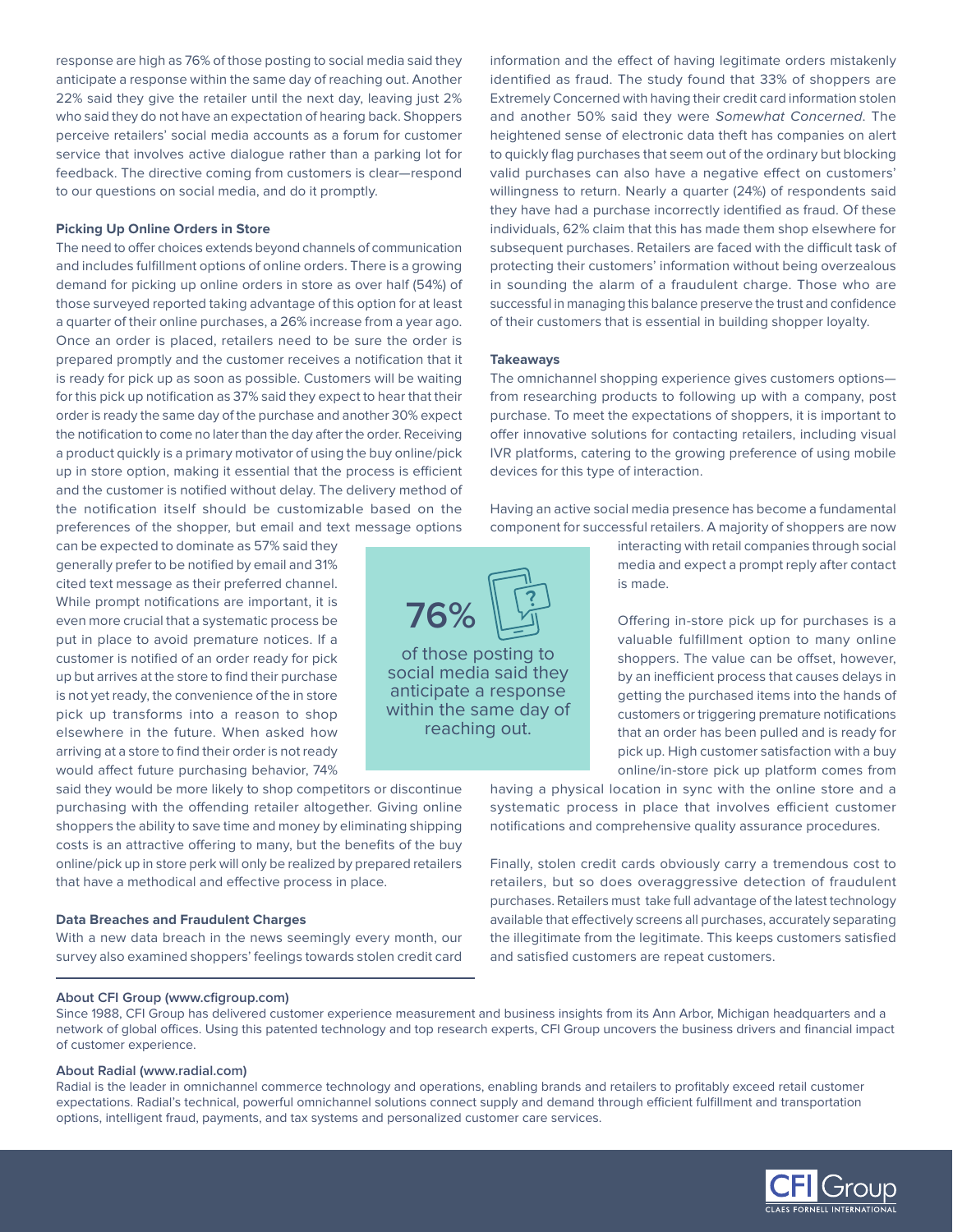response are high as 76% of those posting to social media said they anticipate a response within the same day of reaching out. Another 22% said they give the retailer until the next day, leaving just 2% who said they do not have an expectation of hearing back. Shoppers perceive retailers' social media accounts as a forum for customer service that involves active dialogue rather than a parking lot for feedback. The directive coming from customers is clear—respond to our questions on social media, and do it promptly.

**Picking Up Online Orders in Store**

The need to offer choices extends beyond channels of communication and includes fulfillment options of online orders. There is a growing demand for picking up online orders in store as over half (54%) of those surveyed reported taking advantage of this option for at least a quarter of their online purchases, a 26% increase from a year ago. Once an order is placed, retailers need to be sure the order is prepared promptly and the customer receives a notification that it is ready for pick up as soon as possible. Customers will be waiting for this pick up notification as 37% said they expect to hear that their order is ready the same day of the purchase and another 30% expect the notification to come no later than the day after the order. Receiving a product quickly is a primary motivator of using the buy online/pick up in store option, making it essential that the process is efficient and the customer is notified without delay. The delivery method of the notification itself should be customizable based on the preferences of the shopper, but email and text message options can be expected to dominate as 57% said they generally prefer to be notified by email and 31% cited text message as their preferred channel. While prompt notifications are important, it is even more crucial that a systematic process be put in place to avoid premature notices. If a customer is notified of an order ready for pick up but arrives at the store to find their purchase is not yet ready, the convenience of the in store pick up transforms into a reason to shop elsewhere in the future. When asked how arriving at a store to find their order is not ready would affect future purchasing behavior, 74% said they would be more likely to shop competitors or discontinue purchasing with the offending retailer altogether. Giving online shoppers the ability to save time and money by eliminating shipping costs is an attractive offering to many, but the benefits of the buy online/pick up in store perk will only be realized by prepared retailers that have a methodical and effective process in place.

76%

of those posting to social media said they anticipate a response within the same day of reaching out.

**Data Breaches and Fraudulent Charges**

With a new data breach in the news seemingly every month, our survey also examined shoppers' feelings towards stolen credit card information and the effect of having legitimate orders mistakenly identified as fraud. The study found that 33% of shoppers are Extremely Concerned with having their credit card information stolen and another 50% said they were *Somewhat Concerned*. The heightened sense of electronic data theft has companies on alert to quickly flag purchases that seem out of the ordinary but blocking valid purchases can also have a negative effect on customers' willingness to return. Nearly a quarter (24%) of respondents said they have had a purchase incorrectly identified as fraud. Of these individuals, 62% claim that this has made them shop elsewhere for subsequent purchases. Retailers are faced with the difficult task of protecting their customers' information without being overzealous in sounding the alarm of a fraudulent charge. Those who are successful in managing this balance preserve the trust and confidence of their customers that is essential in building shopper loyalty.

**Takeaways**

The omnichannel shopping experience gives customers options—from researching products to following up with a company, post purchase. To meet the expectations of shoppers, it is important to offer innovative solutions for contacting retailers, including visual IVR platforms, catering to the growing preference of using mobile devices for this type of interaction.

Having an active social media presence has become a fundamental component for successful retailers. A majority of shoppers are now interacting with retail companies through social media and expect a prompt reply after contact is made.

Offering in-store pick up for purchases is a valuable fulfillment option to many online shoppers. The value can be offset, however, by an inefficient process that causes delays in getting the purchased items into the hands of customers or triggering premature notifications that an order has been pulled and is ready for pick up. High customer satisfaction with a buy online/in-store pick up platform comes from having a physical location in sync with the online store and a systematic process in place that involves efficient customer notifications and comprehensive quality assurance procedures.

Finally, stolen credit cards obviously carry a tremendous cost to retailers, but so does overaggressive detection of fraudulent purchases. Retailers must take full advantage of the latest technology available that effectively screens all purchases, accurately separating the illegitimate from the legitimate. This keeps customers satisfied and satisfied customers are repeat customers.

**About CFI Group (www.cfigroup.com)**

Since 1988, CFI Group has delivered customer experience measurement and business insights from its Ann Arbor, Michigan headquarters and a network of global offices. Using this patented technology and top research experts, CFI Group uncovers the business drivers and financial impact of customer experience.

**About Radial (www.radial.com)**

Radial is the leader in omnichannel commerce technology and operations, enabling brands and retailers to profitably exceed retail customer expectations. Radial's technical, powerful omnichannel solutions connect supply and demand through efficient fulfillment and transportation options, intelligent fraud, payments, and tax systems and personalized customer care services.

CFI Group
CLAES FORNELL INTERNATIONAL